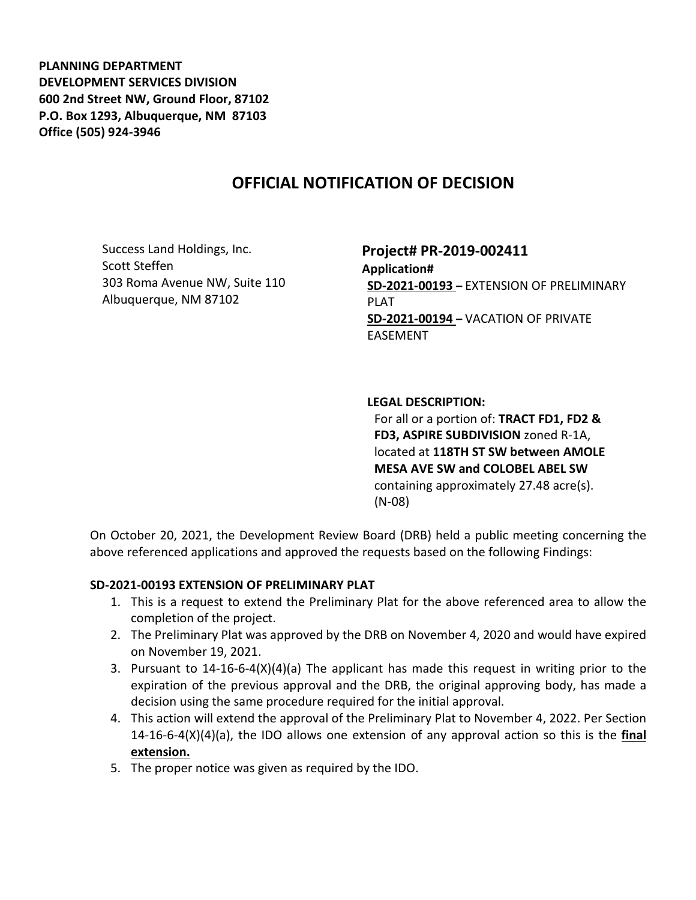**PLANNING DEPARTMENT**
**DEVELOPMENT SERVICES DIVISION**
**600 2nd Street NW, Ground Floor, 87102**
**P.O. Box 1293, Albuquerque, NM 87103**
**Office (505) 924-3946**

# OFFICIAL NOTIFICATION OF DECISION

Success Land Holdings, Inc.
Scott Steffen
303 Roma Avenue NW, Suite 110
Albuquerque, NM 87102

## Project# PR-2019-002411

**Application#**
**SD-2021-00193** – EXTENSION OF PRELIMINARY PLAT
**SD-2021-00194** – VACATION OF PRIVATE EASEMENT

**LEGAL DESCRIPTION:**
For all or a portion of: **TRACT FD1, FD2 & FD3, ASPIRE SUBDIVISION** zoned R-1A, located at **118TH ST SW between AMOLE MESA AVE SW and COLOBEL ABEL SW** containing approximately 27.48 acre(s). (N-08)

On October 20, 2021, the Development Review Board (DRB) held a public meeting concerning the above referenced applications and approved the requests based on the following Findings:

**SD-2021-00193 EXTENSION OF PRELIMINARY PLAT**

1. This is a request to extend the Preliminary Plat for the above referenced area to allow the completion of the project.
2. The Preliminary Plat was approved by the DRB on November 4, 2020 and would have expired on November 19, 2021.
3. Pursuant to 14-16-6-4(X)(4)(a) The applicant has made this request in writing prior to the expiration of the previous approval and the DRB, the original approving body, has made a decision using the same procedure required for the initial approval.
4. This action will extend the approval of the Preliminary Plat to November 4, 2022. Per Section 14-16-6-4(X)(4)(a), the IDO allows one extension of any approval action so this is the **final extension.**
5. The proper notice was given as required by the IDO.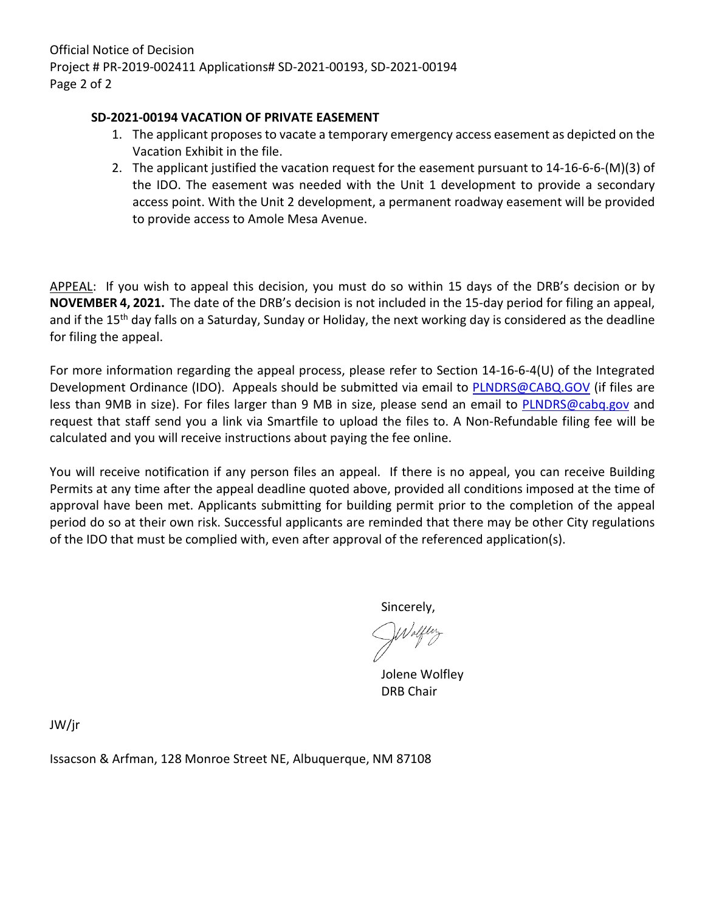**SD-2021-00194 VACATION OF PRIVATE EASEMENT**

1. The applicant proposes to vacate a temporary emergency access easement as depicted on the Vacation Exhibit in the file.
2. The applicant justified the vacation request for the easement pursuant to 14-16-6-6-(M)(3) of the IDO. The easement was needed with the Unit 1 development to provide a secondary access point. With the Unit 2 development, a permanent roadway easement will be provided to provide access to Amole Mesa Avenue.

APPEAL: If you wish to appeal this decision, you must do so within 15 days of the DRB's decision or by **NOVEMBER 4, 2021.** The date of the DRB's decision is not included in the 15-day period for filing an appeal, and if the 15th day falls on a Saturday, Sunday or Holiday, the next working day is considered as the deadline for filing the appeal.

For more information regarding the appeal process, please refer to Section 14-16-6-4(U) of the Integrated Development Ordinance (IDO). Appeals should be submitted via email to PLNDRS@CABQ.GOV (if files are less than 9MB in size). For files larger than 9 MB in size, please send an email to PLNDRS@cabq.gov and request that staff send you a link via Smartfile to upload the files to. A Non-Refundable filing fee will be calculated and you will receive instructions about paying the fee online.

You will receive notification if any person files an appeal. If there is no appeal, you can receive Building Permits at any time after the appeal deadline quoted above, provided all conditions imposed at the time of approval have been met. Applicants submitting for building permit prior to the completion of the appeal period do so at their own risk. Successful applicants are reminded that there may be other City regulations of the IDO that must be complied with, even after approval of the referenced application(s).

Sincerely,

Jolene Wolfley
DRB Chair

JW/jr

Issacson & Arfman, 128 Monroe Street NE, Albuquerque, NM 87108